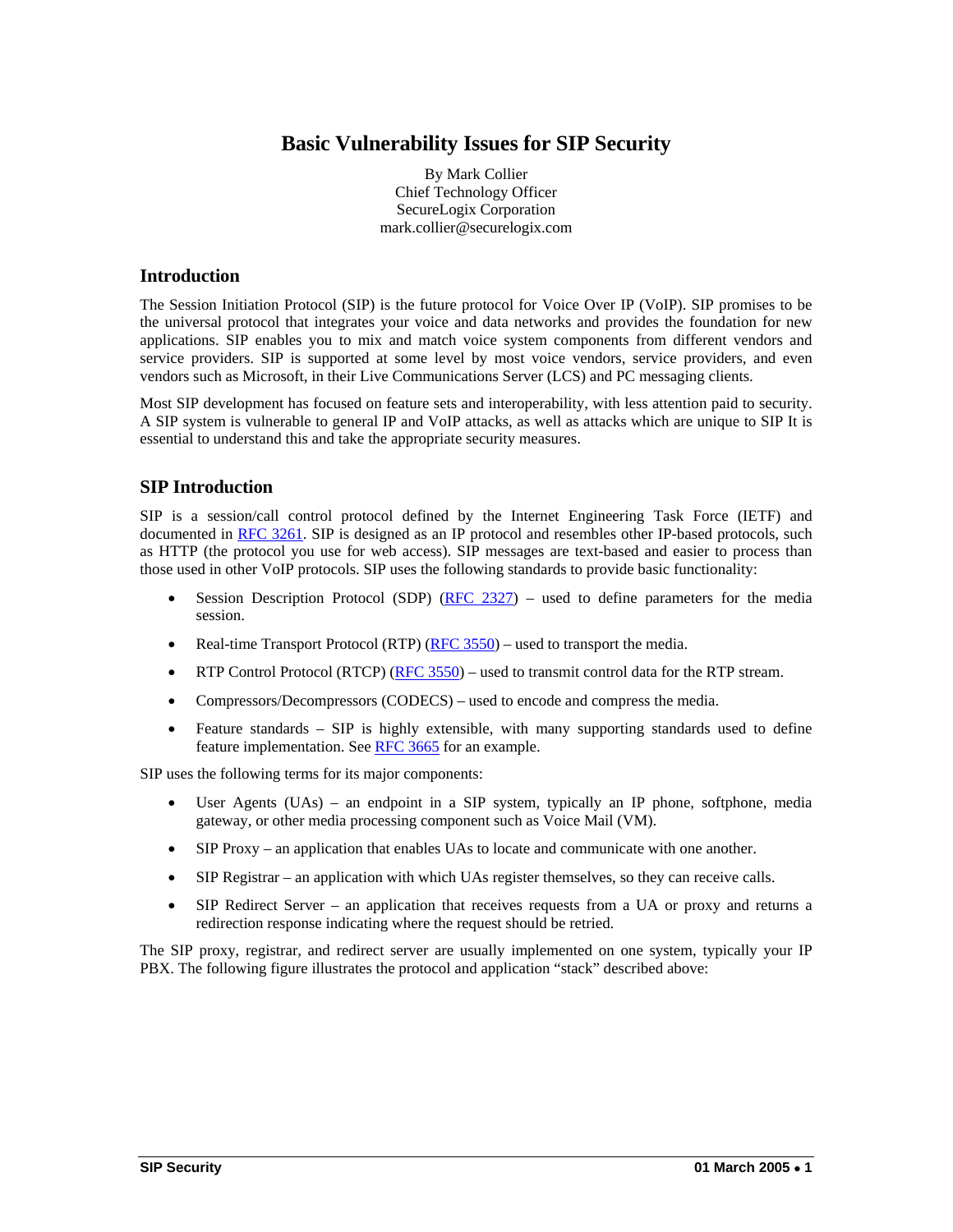# Basic Vulnerability Issues for SIP Security

By Mark Collier
Chief Technology Officer
SecureLogix Corporation
mark.collier@securelogix.com

## Introduction

The Session Initiation Protocol (SIP) is the future protocol for Voice Over IP (VoIP). SIP promises to be the universal protocol that integrates your voice and data networks and provides the foundation for new applications. SIP enables you to mix and match voice system components from different vendors and service providers. SIP is supported at some level by most voice vendors, service providers, and even vendors such as Microsoft, in their Live Communications Server (LCS) and PC messaging clients.

Most SIP development has focused on feature sets and interoperability, with less attention paid to security. A SIP system is vulnerable to general IP and VoIP attacks, as well as attacks which are unique to SIP It is essential to understand this and take the appropriate security measures.

## SIP Introduction

SIP is a session/call control protocol defined by the Internet Engineering Task Force (IETF) and documented in RFC 3261. SIP is designed as an IP protocol and resembles other IP-based protocols, such as HTTP (the protocol you use for web access). SIP messages are text-based and easier to process than those used in other VoIP protocols. SIP uses the following standards to provide basic functionality:

- Session Description Protocol (SDP) (RFC 2327) – used to define parameters for the media session.
- Real-time Transport Protocol (RTP) (RFC 3550) – used to transport the media.
- RTP Control Protocol (RTCP) (RFC 3550) – used to transmit control data for the RTP stream.
- Compressors/Decompressors (CODECS) – used to encode and compress the media.
- Feature standards – SIP is highly extensible, with many supporting standards used to define feature implementation. See RFC 3665 for an example.

SIP uses the following terms for its major components:

- User Agents (UAs) – an endpoint in a SIP system, typically an IP phone, softphone, media gateway, or other media processing component such as Voice Mail (VM).
- SIP Proxy – an application that enables UAs to locate and communicate with one another.
- SIP Registrar – an application with which UAs register themselves, so they can receive calls.
- SIP Redirect Server – an application that receives requests from a UA or proxy and returns a redirection response indicating where the request should be retried.

The SIP proxy, registrar, and redirect server are usually implemented on one system, typically your IP PBX. The following figure illustrates the protocol and application "stack" described above: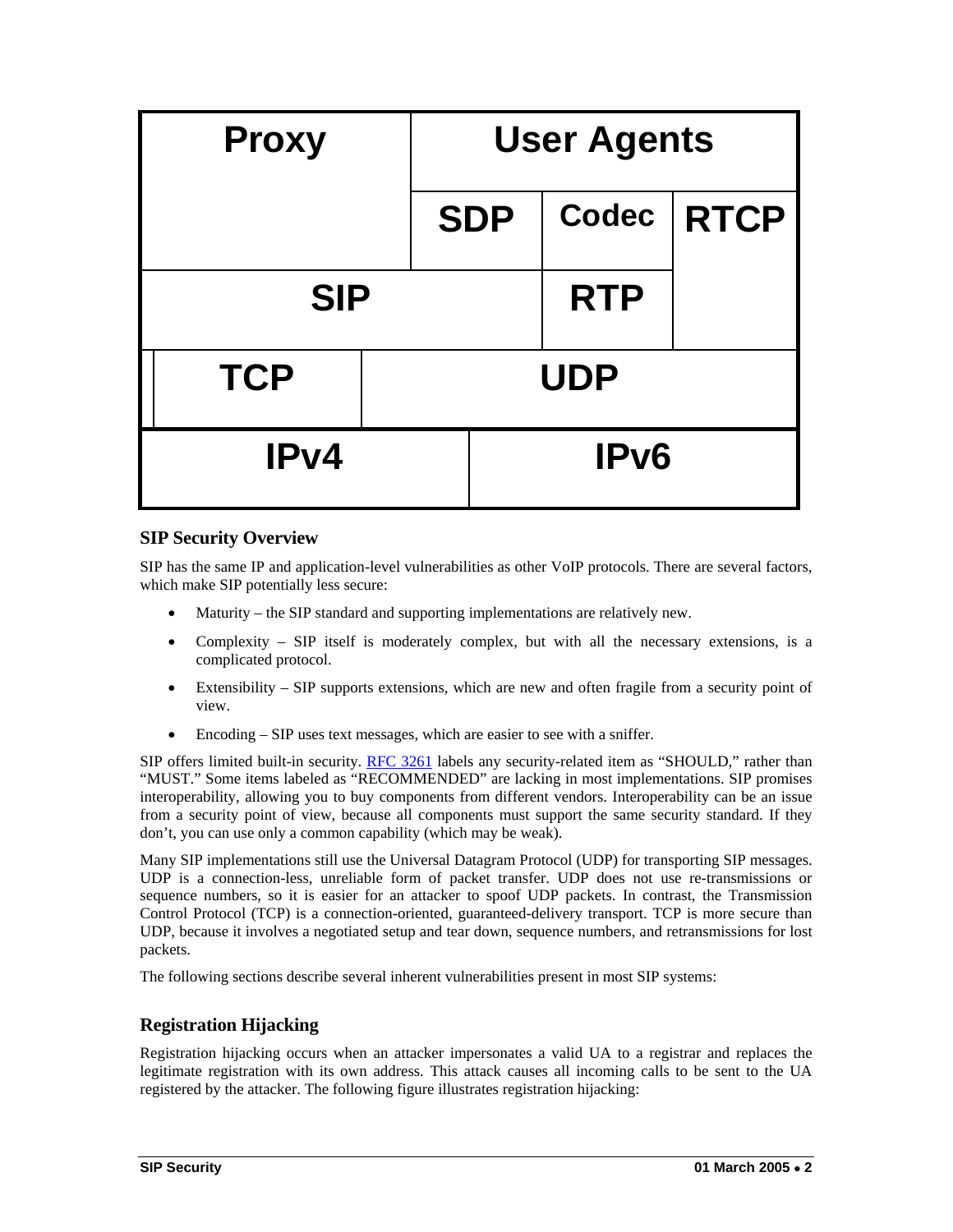| Proxy | User Agents | | |
|---|---|---|---|
| | SDP | Codec | RTCP |
| SIP | | RTP | |
| TCP | UDP | | |
| IPv4 | | IPv6 | |

### SIP Security Overview

SIP has the same IP and application-level vulnerabilities as other VoIP protocols. There are several factors, which make SIP potentially less secure:

- Maturity – the SIP standard and supporting implementations are relatively new.
- Complexity – SIP itself is moderately complex, but with all the necessary extensions, is a complicated protocol.
- Extensibility – SIP supports extensions, which are new and often fragile from a security point of view.
- Encoding – SIP uses text messages, which are easier to see with a sniffer.

SIP offers limited built-in security. RFC 3261 labels any security-related item as "SHOULD," rather than "MUST." Some items labeled as "RECOMMENDED" are lacking in most implementations. SIP promises interoperability, allowing you to buy components from different vendors. Interoperability can be an issue from a security point of view, because all components must support the same security standard. If they don't, you can use only a common capability (which may be weak).

Many SIP implementations still use the Universal Datagram Protocol (UDP) for transporting SIP messages. UDP is a connection-less, unreliable form of packet transfer. UDP does not use re-transmissions or sequence numbers, so it is easier for an attacker to spoof UDP packets. In contrast, the Transmission Control Protocol (TCP) is a connection-oriented, guaranteed-delivery transport. TCP is more secure than UDP, because it involves a negotiated setup and tear down, sequence numbers, and retransmissions for lost packets.

The following sections describe several inherent vulnerabilities present in most SIP systems:

### Registration Hijacking

Registration hijacking occurs when an attacker impersonates a valid UA to a registrar and replaces the legitimate registration with its own address. This attack causes all incoming calls to be sent to the UA registered by the attacker. The following figure illustrates registration hijacking: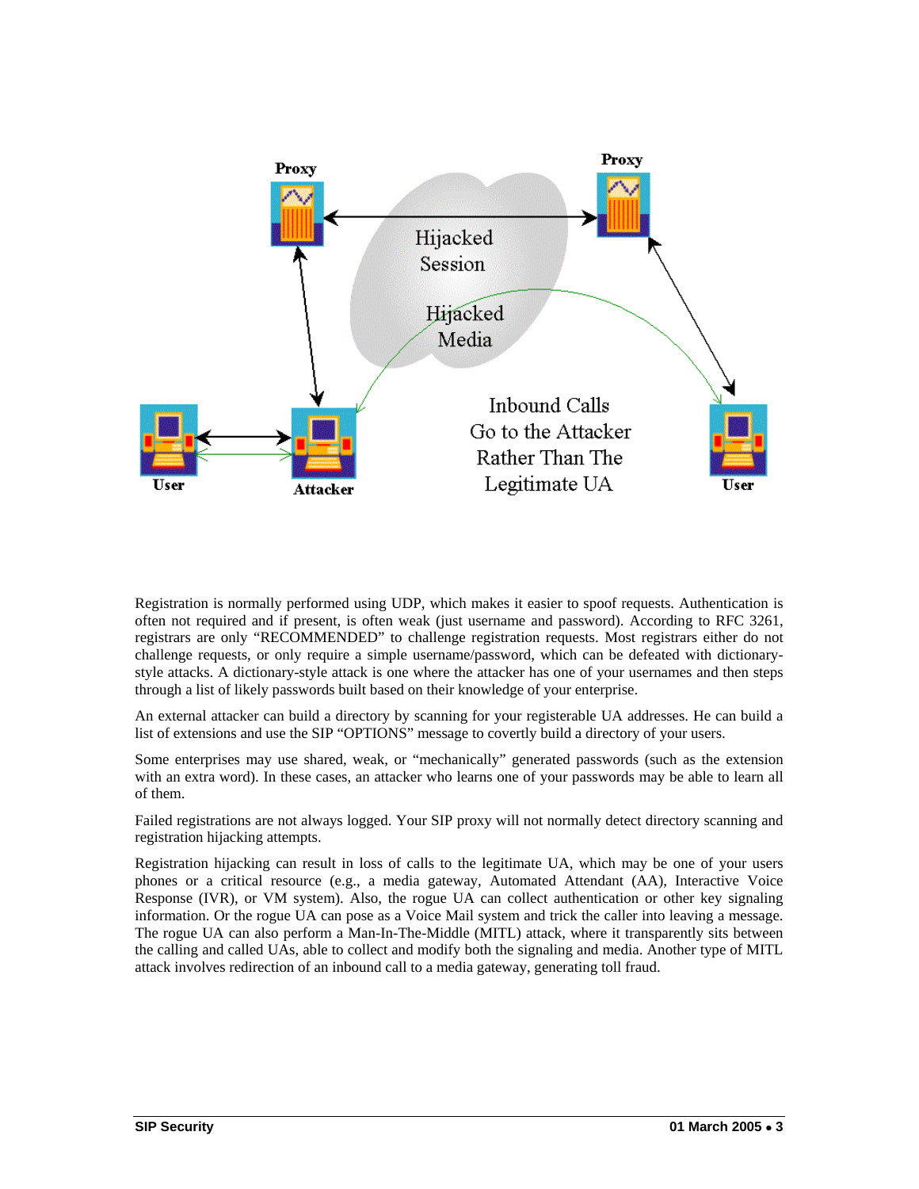Registration is normally performed using UDP, which makes it easier to spoof requests. Authentication is often not required and if present, is often weak (just username and password). According to RFC 3261, registrars are only "RECOMMENDED" to challenge registration requests. Most registrars either do not challenge requests, or only require a simple username/password, which can be defeated with dictionary-style attacks. A dictionary-style attack is one where the attacker has one of your usernames and then steps through a list of likely passwords built based on their knowledge of your enterprise.

An external attacker can build a directory by scanning for your registerable UA addresses. He can build a list of extensions and use the SIP "OPTIONS" message to covertly build a directory of your users.

Some enterprises may use shared, weak, or "mechanically" generated passwords (such as the extension with an extra word). In these cases, an attacker who learns one of your passwords may be able to learn all of them.

Failed registrations are not always logged. Your SIP proxy will not normally detect directory scanning and registration hijacking attempts.

Registration hijacking can result in loss of calls to the legitimate UA, which may be one of your users phones or a critical resource (e.g., a media gateway, Automated Attendant (AA), Interactive Voice Response (IVR), or VM system). Also, the rogue UA can collect authentication or other key signaling information. Or the rogue UA can pose as a Voice Mail system and trick the caller into leaving a message. The rogue UA can also perform a Man-In-The-Middle (MITL) attack, where it transparently sits between the calling and called UAs, able to collect and modify both the signaling and media. Another type of MITL attack involves redirection of an inbound call to a media gateway, generating toll fraud.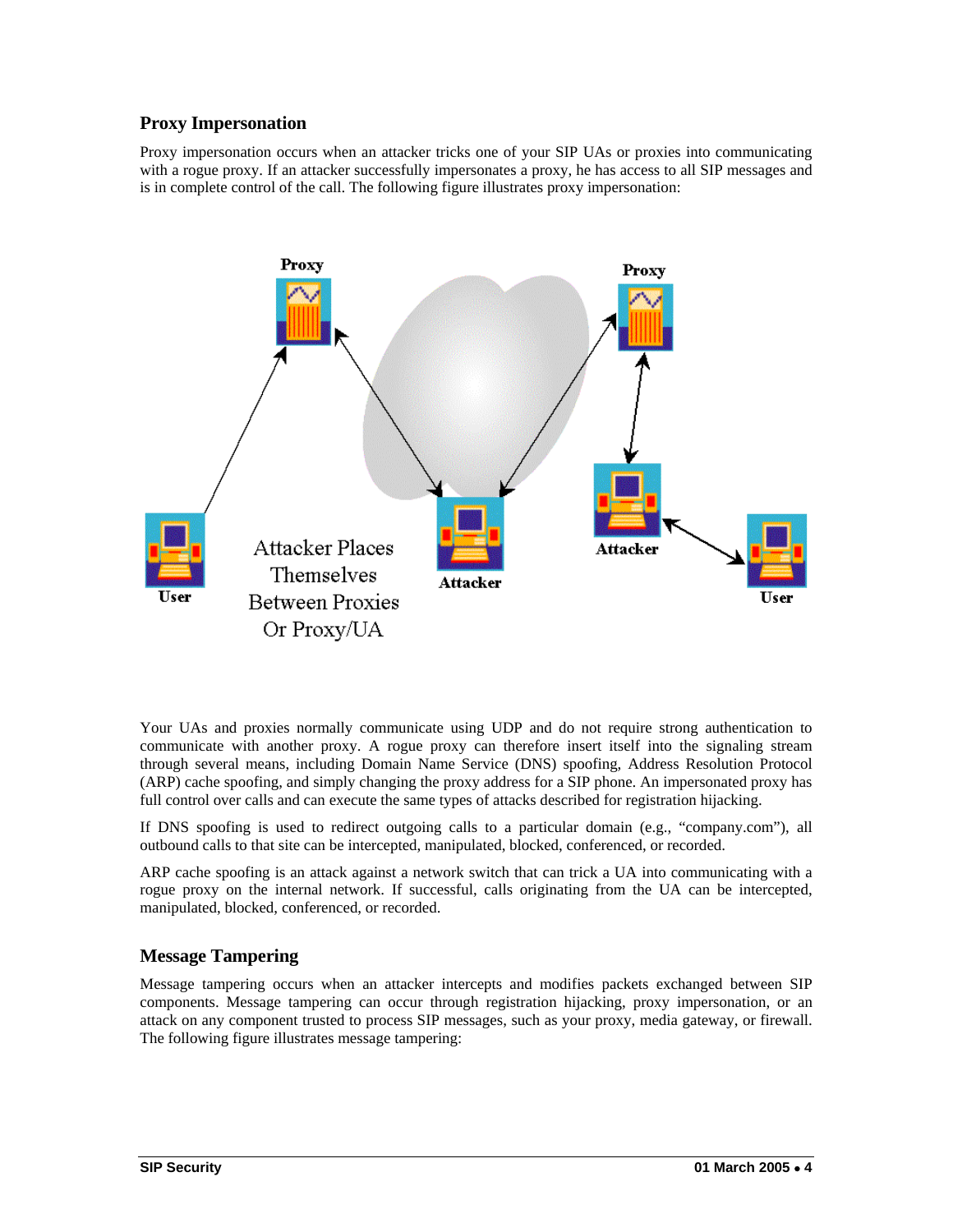### Proxy Impersonation

Proxy impersonation occurs when an attacker tricks one of your SIP UAs or proxies into communicating with a rogue proxy. If an attacker successfully impersonates a proxy, he has access to all SIP messages and is in complete control of the call. The following figure illustrates proxy impersonation:

Your UAs and proxies normally communicate using UDP and do not require strong authentication to communicate with another proxy. A rogue proxy can therefore insert itself into the signaling stream through several means, including Domain Name Service (DNS) spoofing, Address Resolution Protocol (ARP) cache spoofing, and simply changing the proxy address for a SIP phone. An impersonated proxy has full control over calls and can execute the same types of attacks described for registration hijacking.

If DNS spoofing is used to redirect outgoing calls to a particular domain (e.g., "company.com"), all outbound calls to that site can be intercepted, manipulated, blocked, conferenced, or recorded.

ARP cache spoofing is an attack against a network switch that can trick a UA into communicating with a rogue proxy on the internal network. If successful, calls originating from the UA can be intercepted, manipulated, blocked, conferenced, or recorded.

### Message Tampering

Message tampering occurs when an attacker intercepts and modifies packets exchanged between SIP components. Message tampering can occur through registration hijacking, proxy impersonation, or an attack on any component trusted to process SIP messages, such as your proxy, media gateway, or firewall. The following figure illustrates message tampering: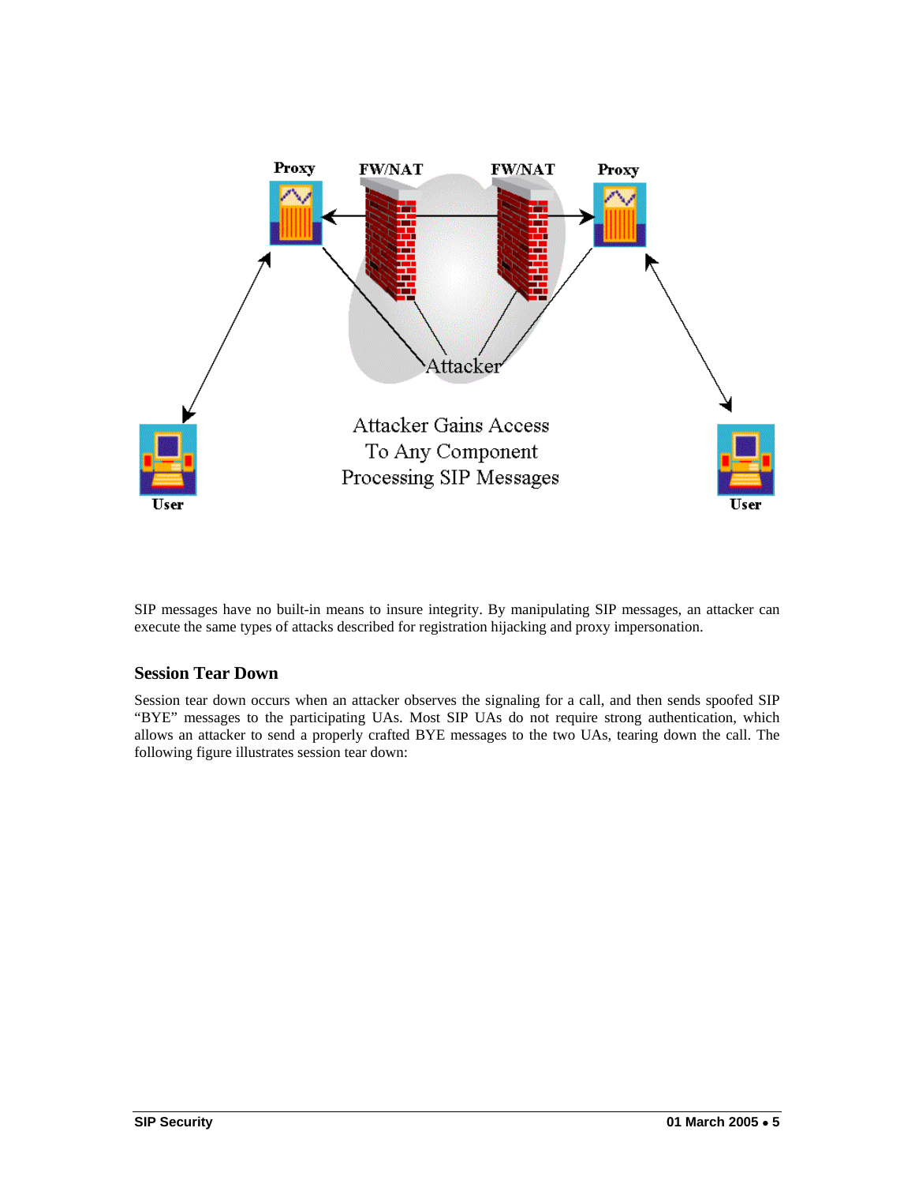SIP messages have no built-in means to insure integrity. By manipulating SIP messages, an attacker can execute the same types of attacks described for registration hijacking and proxy impersonation.

## Session Tear Down

Session tear down occurs when an attacker observes the signaling for a call, and then sends spoofed SIP "BYE" messages to the participating UAs. Most SIP UAs do not require strong authentication, which allows an attacker to send a properly crafted BYE messages to the two UAs, tearing down the call. The following figure illustrates session tear down: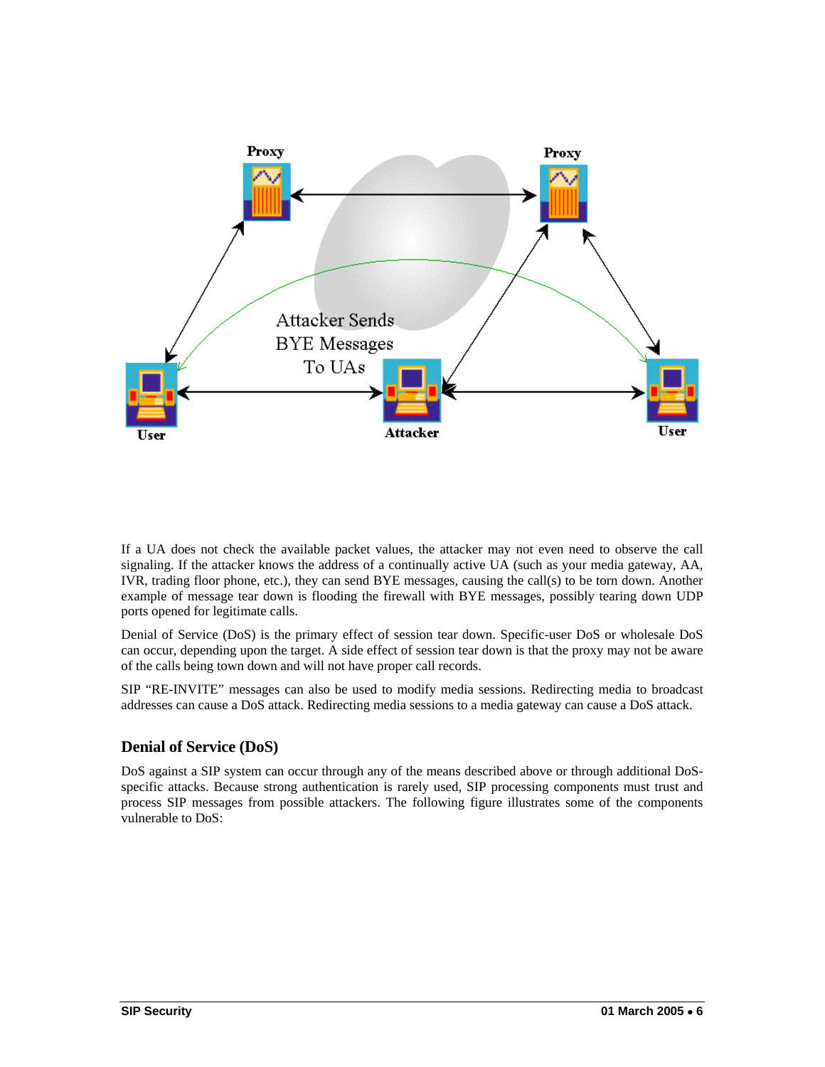If a UA does not check the available packet values, the attacker may not even need to observe the call signaling. If the attacker knows the address of a continually active UA (such as your media gateway, AA, IVR, trading floor phone, etc.), they can send BYE messages, causing the call(s) to be torn down. Another example of message tear down is flooding the firewall with BYE messages, possibly tearing down UDP ports opened for legitimate calls.

Denial of Service (DoS) is the primary effect of session tear down. Specific-user DoS or wholesale DoS can occur, depending upon the target. A side effect of session tear down is that the proxy may not be aware of the calls being town down and will not have proper call records.

SIP "RE-INVITE" messages can also be used to modify media sessions. Redirecting media to broadcast addresses can cause a DoS attack. Redirecting media sessions to a media gateway can cause a DoS attack.

## Denial of Service (DoS)

DoS against a SIP system can occur through any of the means described above or through additional DoS-specific attacks. Because strong authentication is rarely used, SIP processing components must trust and process SIP messages from possible attackers. The following figure illustrates some of the components vulnerable to DoS: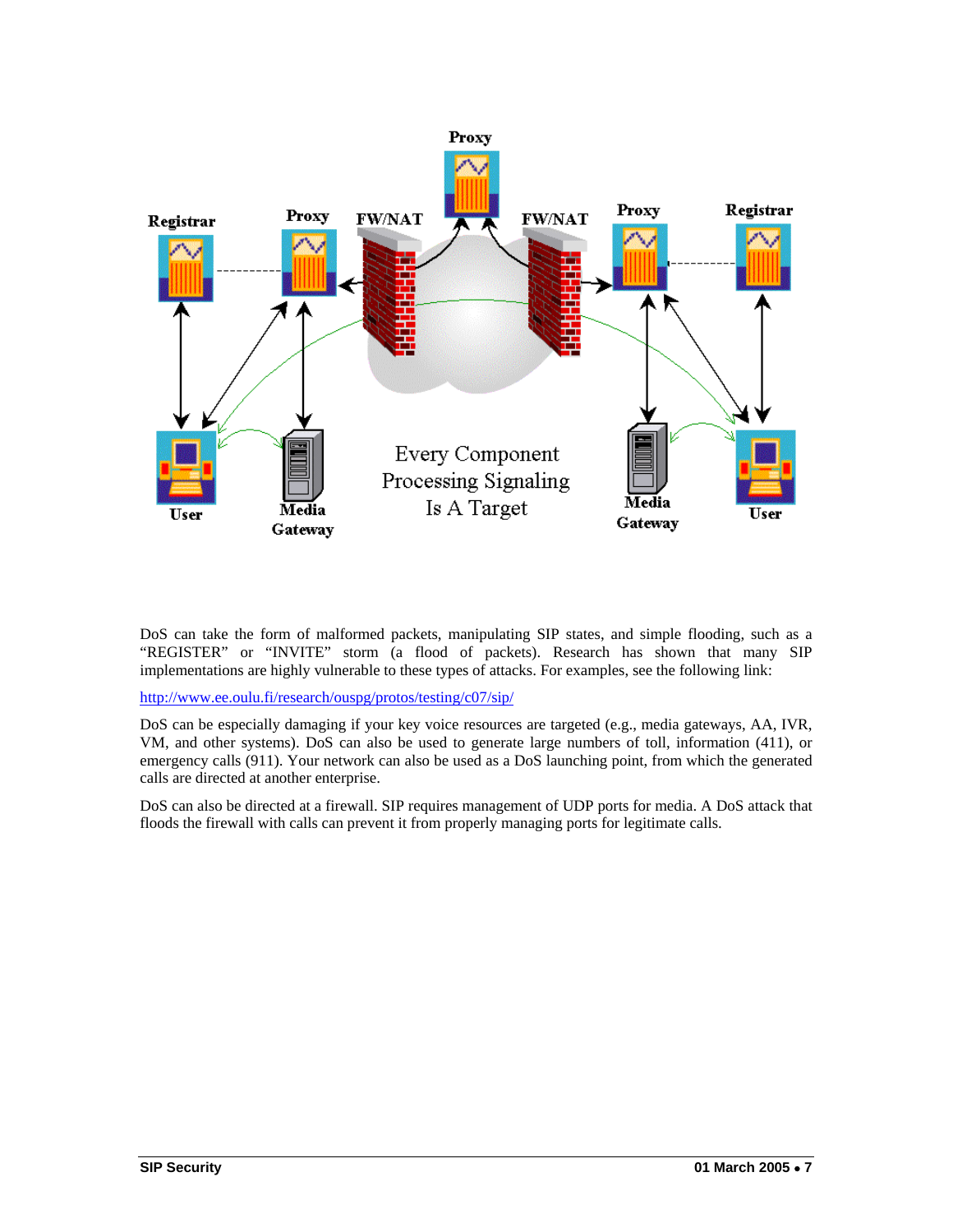DoS can take the form of malformed packets, manipulating SIP states, and simple flooding, such as a "REGISTER" or "INVITE" storm (a flood of packets). Research has shown that many SIP implementations are highly vulnerable to these types of attacks. For examples, see the following link:

http://www.ee.oulu.fi/research/ouspg/protos/testing/c07/sip/

DoS can be especially damaging if your key voice resources are targeted (e.g., media gateways, AA, IVR, VM, and other systems). DoS can also be used to generate large numbers of toll, information (411), or emergency calls (911). Your network can also be used as a DoS launching point, from which the generated calls are directed at another enterprise.

DoS can also be directed at a firewall. SIP requires management of UDP ports for media. A DoS attack that floods the firewall with calls can prevent it from properly managing ports for legitimate calls.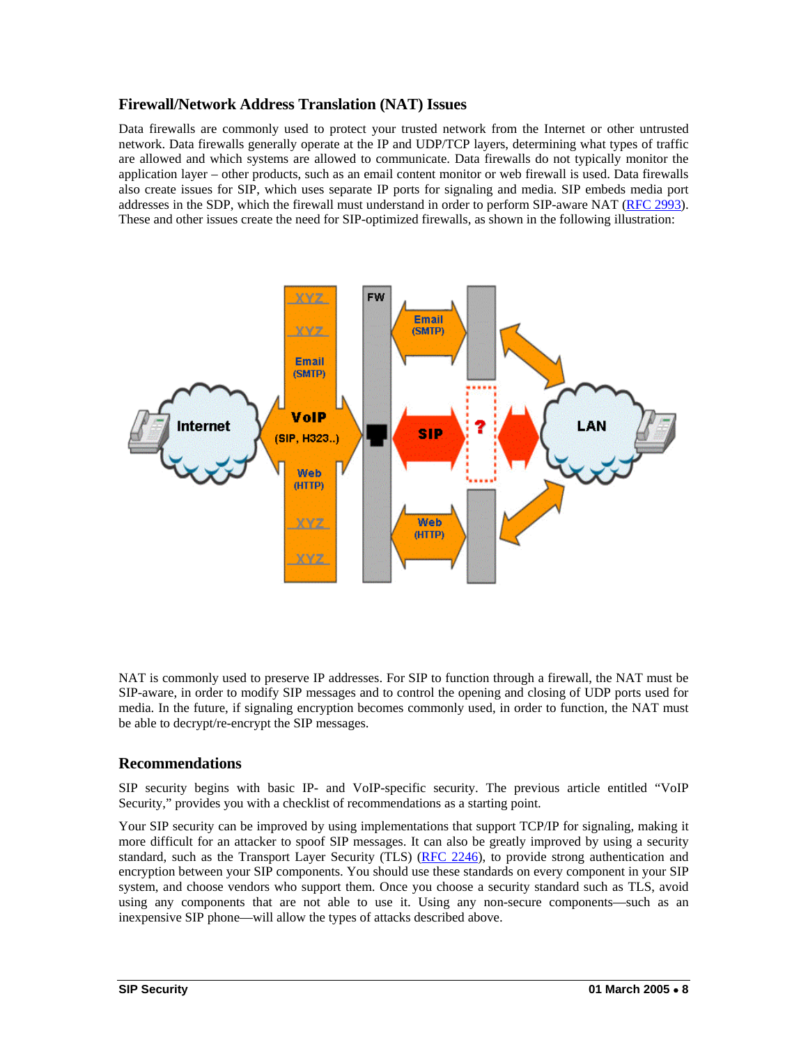### Firewall/Network Address Translation (NAT) Issues

Data firewalls are commonly used to protect your trusted network from the Internet or other untrusted network. Data firewalls generally operate at the IP and UDP/TCP layers, determining what types of traffic are allowed and which systems are allowed to communicate. Data firewalls do not typically monitor the application layer – other products, such as an email content monitor or web firewall is used. Data firewalls also create issues for SIP, which uses separate IP ports for signaling and media. SIP embeds media port addresses in the SDP, which the firewall must understand in order to perform SIP-aware NAT (RFC 2993). These and other issues create the need for SIP-optimized firewalls, as shown in the following illustration:

NAT is commonly used to preserve IP addresses. For SIP to function through a firewall, the NAT must be SIP-aware, in order to modify SIP messages and to control the opening and closing of UDP ports used for media. In the future, if signaling encryption becomes commonly used, in order to function, the NAT must be able to decrypt/re-encrypt the SIP messages.

### Recommendations

SIP security begins with basic IP- and VoIP-specific security. The previous article entitled "VoIP Security," provides you with a checklist of recommendations as a starting point.

Your SIP security can be improved by using implementations that support TCP/IP for signaling, making it more difficult for an attacker to spoof SIP messages. It can also be greatly improved by using a security standard, such as the Transport Layer Security (TLS) (RFC 2246), to provide strong authentication and encryption between your SIP components. You should use these standards on every component in your SIP system, and choose vendors who support them. Once you choose a security standard such as TLS, avoid using any components that are not able to use it. Using any non-secure components—such as an inexpensive SIP phone—will allow the types of attacks described above.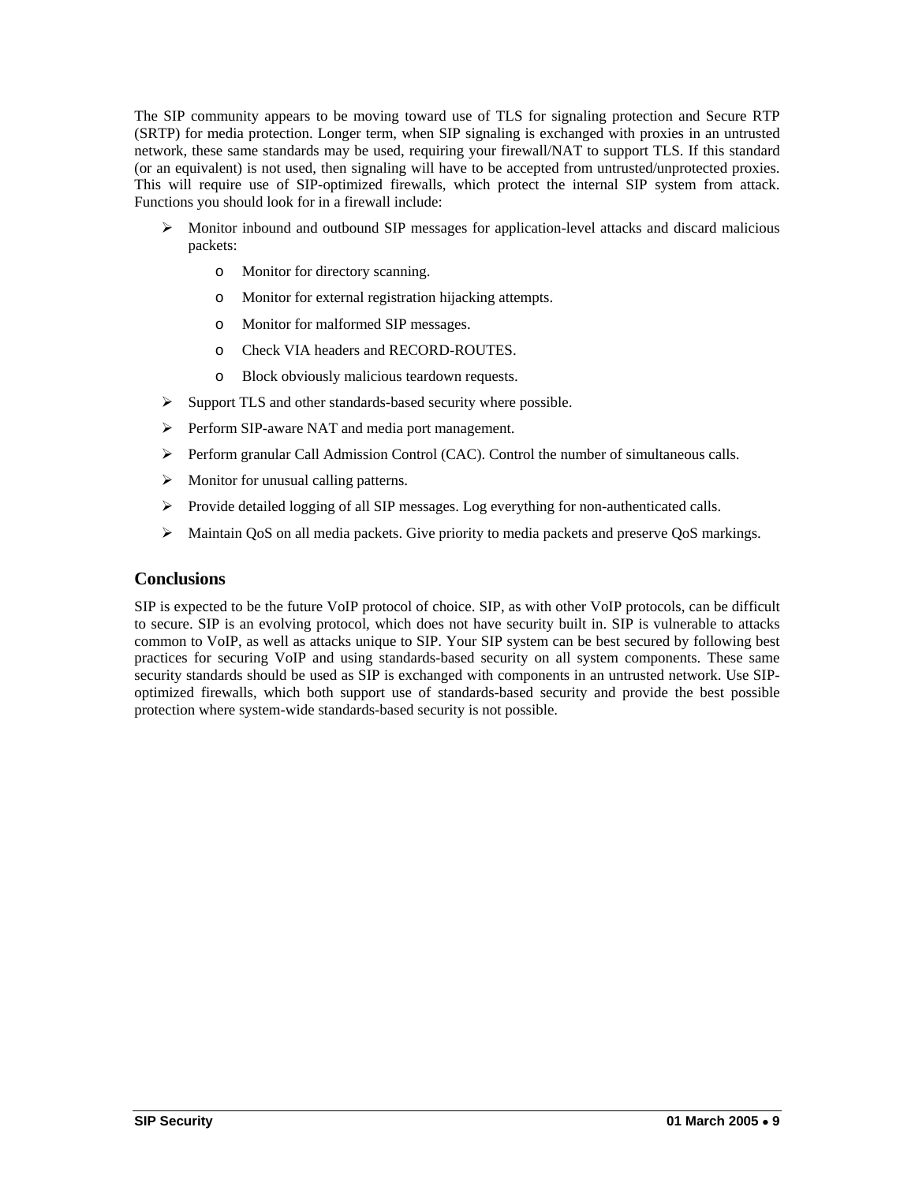The SIP community appears to be moving toward use of TLS for signaling protection and Secure RTP (SRTP) for media protection. Longer term, when SIP signaling is exchanged with proxies in an untrusted network, these same standards may be used, requiring your firewall/NAT to support TLS. If this standard (or an equivalent) is not used, then signaling will have to be accepted from untrusted/unprotected proxies. This will require use of SIP-optimized firewalls, which protect the internal SIP system from attack. Functions you should look for in a firewall include:

- Monitor inbound and outbound SIP messages for application-level attacks and discard malicious packets:
  - Monitor for directory scanning.
  - Monitor for external registration hijacking attempts.
  - Monitor for malformed SIP messages.
  - Check VIA headers and RECORD-ROUTES.
  - Block obviously malicious teardown requests.
- Support TLS and other standards-based security where possible.
- Perform SIP-aware NAT and media port management.
- Perform granular Call Admission Control (CAC). Control the number of simultaneous calls.
- Monitor for unusual calling patterns.
- Provide detailed logging of all SIP messages. Log everything for non-authenticated calls.
- Maintain QoS on all media packets. Give priority to media packets and preserve QoS markings.

## Conclusions

SIP is expected to be the future VoIP protocol of choice. SIP, as with other VoIP protocols, can be difficult to secure. SIP is an evolving protocol, which does not have security built in. SIP is vulnerable to attacks common to VoIP, as well as attacks unique to SIP. Your SIP system can be best secured by following best practices for securing VoIP and using standards-based security on all system components. These same security standards should be used as SIP is exchanged with components in an untrusted network. Use SIP-optimized firewalls, which both support use of standards-based security and provide the best possible protection where system-wide standards-based security is not possible.